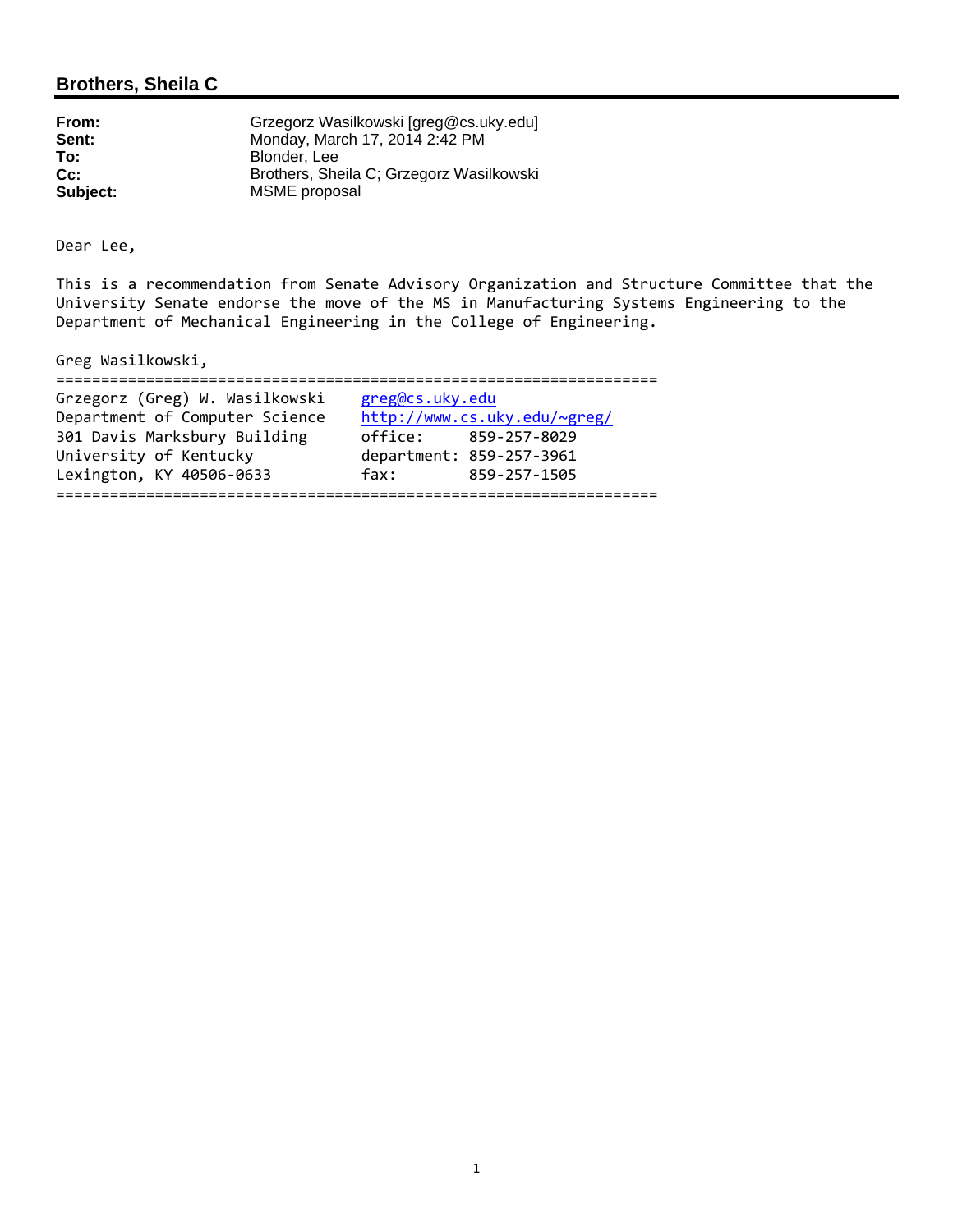## Brothers, Sheila C

**From:** Grzegorz Wasilkowski [greg@cs.uky.edu]
**Sent:** Monday, March 17, 2014 2:42 PM
**To:** Blonder, Lee
**Cc:** Brothers, Sheila C; Grzegorz Wasilkowski
**Subject:** MSME proposal

Dear Lee,

This is a recommendation from Senate Advisory Organization and Structure Committee that the University Senate endorse the move of the MS in Manufacturing Systems Engineering to the Department of Mechanical Engineering in the College of Engineering.

Greg Wasilkowski,

```
==================================================================
Grzegorz (Greg) W. Wasilkowski    greg@cs.uky.edu
Department of Computer Science    http://www.cs.uky.edu/~greg/
301 Davis Marksbury Building      office:     859-257-8029
University of Kentucky            department: 859-257-3961
Lexington, KY 40506-0633          fax:        859-257-1505
==================================================================
```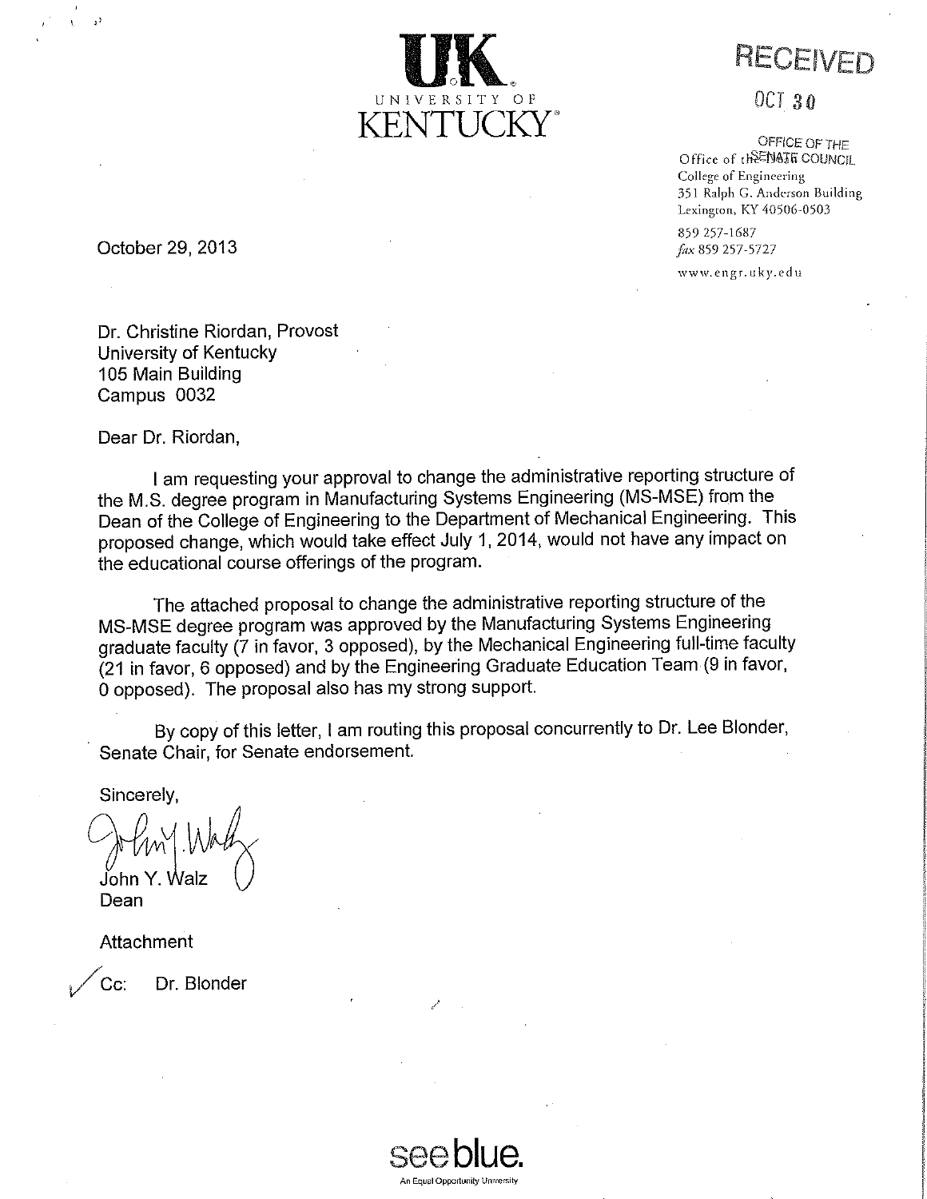UNIVERSITY OF KENTUCKY

RECEIVED

OCT 30

OFFICE OF THE SENATE COUNCIL

Office of the Dean
College of Engineering
351 Ralph G. Anderson Building
Lexington, KY 40506-0503
859 257-1687
*fax* 859 257-5727
www.engr.uky.edu

October 29, 2013

Dr. Christine Riordan, Provost
University of Kentucky
105 Main Building
Campus 0032

Dear Dr. Riordan,

I am requesting your approval to change the administrative reporting structure of the M.S. degree program in Manufacturing Systems Engineering (MS-MSE) from the Dean of the College of Engineering to the Department of Mechanical Engineering. This proposed change, which would take effect July 1, 2014, would not have any impact on the educational course offerings of the program.

The attached proposal to change the administrative reporting structure of the MS-MSE degree program was approved by the Manufacturing Systems Engineering graduate faculty (7 in favor, 3 opposed), by the Mechanical Engineering full-time faculty (21 in favor, 6 opposed) and by the Engineering Graduate Education Team (9 in favor, 0 opposed). The proposal also has my strong support.

By copy of this letter, I am routing this proposal concurrently to Dr. Lee Blonder, Senate Chair, for Senate endorsement.

Sincerely,

John Y. Walz
Dean

Attachment

Cc: Dr. Blonder

see blue.
An Equal Opportunity University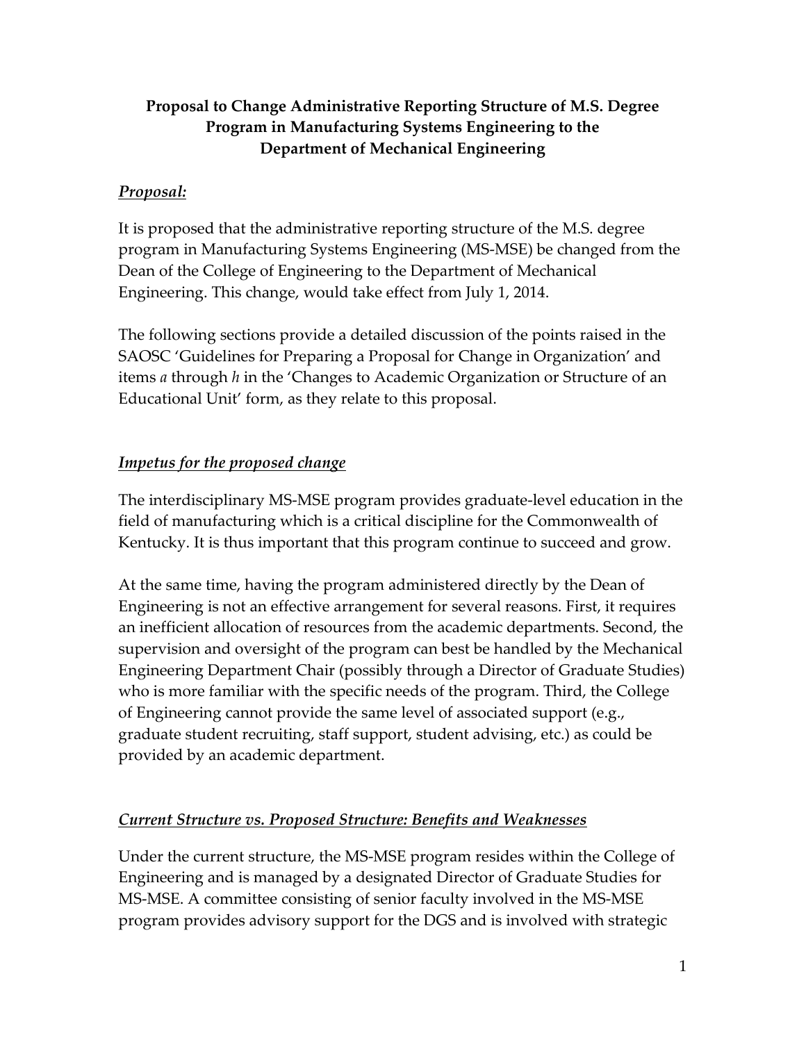**Proposal to Change Administrative Reporting Structure of M.S. Degree Program in Manufacturing Systems Engineering to the Department of Mechanical Engineering**

***Proposal:***

It is proposed that the administrative reporting structure of the M.S. degree program in Manufacturing Systems Engineering (MS-MSE) be changed from the Dean of the College of Engineering to the Department of Mechanical Engineering. This change, would take effect from July 1, 2014.

The following sections provide a detailed discussion of the points raised in the SAOSC 'Guidelines for Preparing a Proposal for Change in Organization' and items *a* through *h* in the 'Changes to Academic Organization or Structure of an Educational Unit' form, as they relate to this proposal.

***Impetus for the proposed change***

The interdisciplinary MS-MSE program provides graduate-level education in the field of manufacturing which is a critical discipline for the Commonwealth of Kentucky. It is thus important that this program continue to succeed and grow.

At the same time, having the program administered directly by the Dean of Engineering is not an effective arrangement for several reasons. First, it requires an inefficient allocation of resources from the academic departments. Second, the supervision and oversight of the program can best be handled by the Mechanical Engineering Department Chair (possibly through a Director of Graduate Studies) who is more familiar with the specific needs of the program. Third, the College of Engineering cannot provide the same level of associated support (e.g., graduate student recruiting, staff support, student advising, etc.) as could be provided by an academic department.

***Current Structure vs. Proposed Structure: Benefits and Weaknesses***

Under the current structure, the MS-MSE program resides within the College of Engineering and is managed by a designated Director of Graduate Studies for MS-MSE. A committee consisting of senior faculty involved in the MS-MSE program provides advisory support for the DGS and is involved with strategic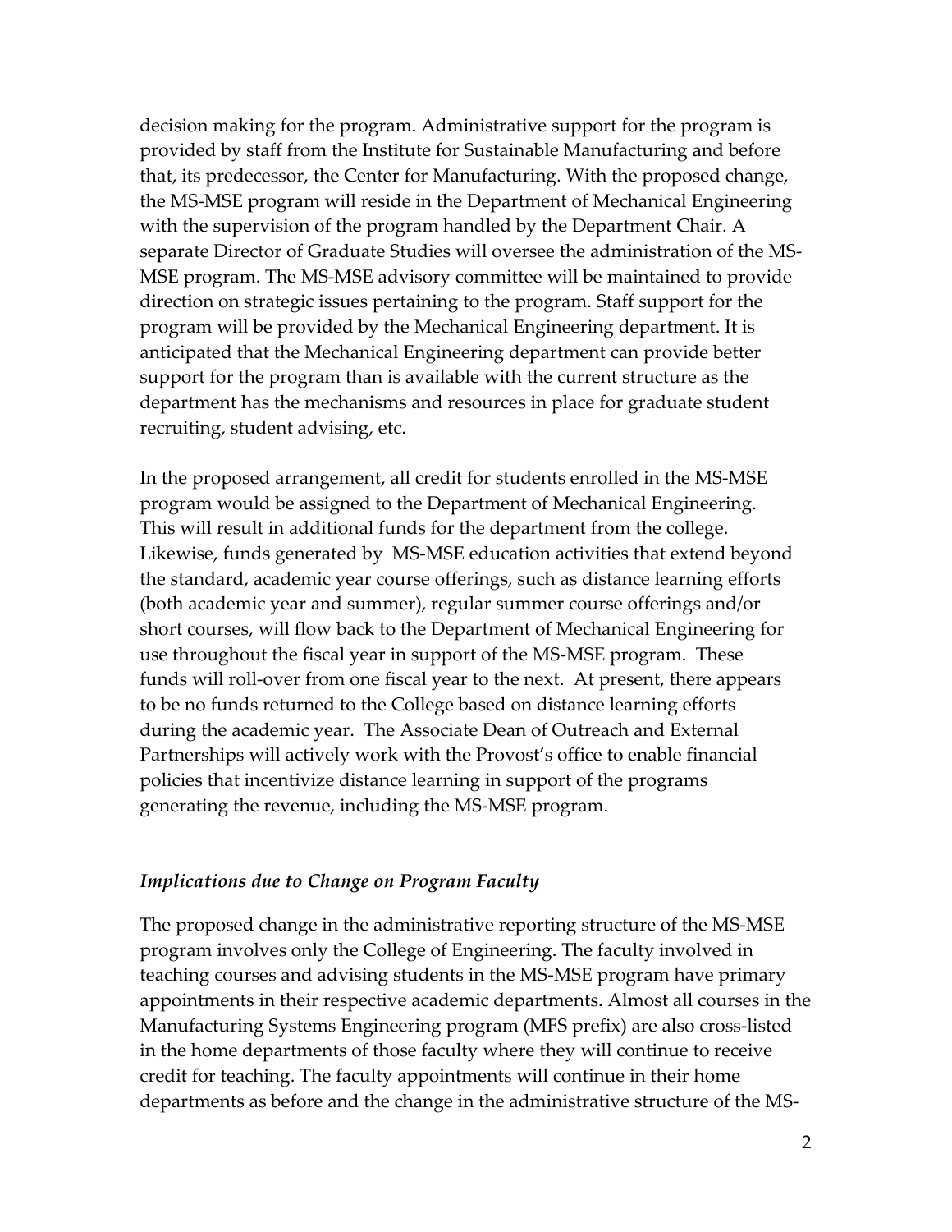decision making for the program. Administrative support for the program is provided by staff from the Institute for Sustainable Manufacturing and before that, its predecessor, the Center for Manufacturing. With the proposed change, the MS-MSE program will reside in the Department of Mechanical Engineering with the supervision of the program handled by the Department Chair. A separate Director of Graduate Studies will oversee the administration of the MS-MSE program. The MS-MSE advisory committee will be maintained to provide direction on strategic issues pertaining to the program. Staff support for the program will be provided by the Mechanical Engineering department. It is anticipated that the Mechanical Engineering department can provide better support for the program than is available with the current structure as the department has the mechanisms and resources in place for graduate student recruiting, student advising, etc.

In the proposed arrangement, all credit for students enrolled in the MS-MSE program would be assigned to the Department of Mechanical Engineering. This will result in additional funds for the department from the college. Likewise, funds generated by MS-MSE education activities that extend beyond the standard, academic year course offerings, such as distance learning efforts (both academic year and summer), regular summer course offerings and/or short courses, will flow back to the Department of Mechanical Engineering for use throughout the fiscal year in support of the MS-MSE program. These funds will roll-over from one fiscal year to the next. At present, there appears to be no funds returned to the College based on distance learning efforts during the academic year. The Associate Dean of Outreach and External Partnerships will actively work with the Provost's office to enable financial policies that incentivize distance learning in support of the programs generating the revenue, including the MS-MSE program.

## ***Implications due to Change on Program Faculty***

The proposed change in the administrative reporting structure of the MS-MSE program involves only the College of Engineering. The faculty involved in teaching courses and advising students in the MS-MSE program have primary appointments in their respective academic departments. Almost all courses in the Manufacturing Systems Engineering program (MFS prefix) are also cross-listed in the home departments of those faculty where they will continue to receive credit for teaching. The faculty appointments will continue in their home departments as before and the change in the administrative structure of the MS-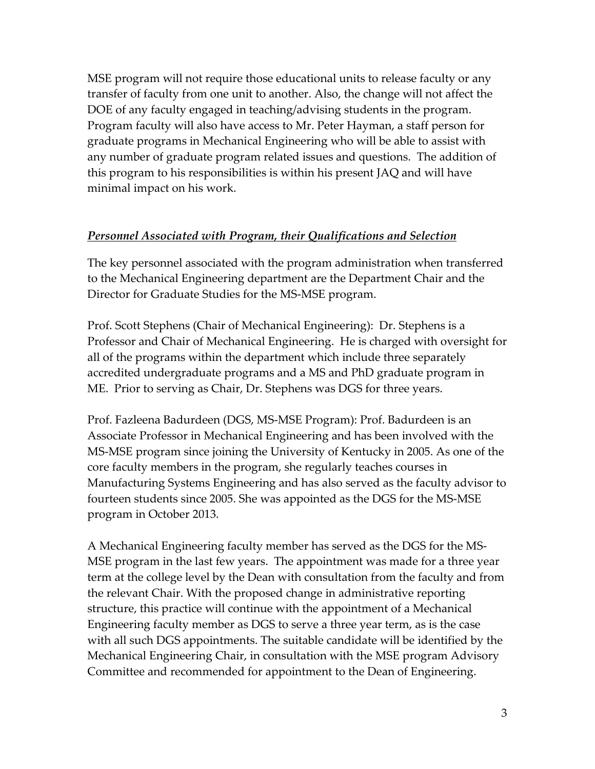MSE program will not require those educational units to release faculty or any transfer of faculty from one unit to another. Also, the change will not affect the DOE of any faculty engaged in teaching/advising students in the program. Program faculty will also have access to Mr. Peter Hayman, a staff person for graduate programs in Mechanical Engineering who will be able to assist with any number of graduate program related issues and questions. The addition of this program to his responsibilities is within his present JAQ and will have minimal impact on his work.

***Personnel Associated with Program, their Qualifications and Selection***

The key personnel associated with the program administration when transferred to the Mechanical Engineering department are the Department Chair and the Director for Graduate Studies for the MS-MSE program.

Prof. Scott Stephens (Chair of Mechanical Engineering): Dr. Stephens is a Professor and Chair of Mechanical Engineering. He is charged with oversight for all of the programs within the department which include three separately accredited undergraduate programs and a MS and PhD graduate program in ME. Prior to serving as Chair, Dr. Stephens was DGS for three years.

Prof. Fazleena Badurdeen (DGS, MS-MSE Program): Prof. Badurdeen is an Associate Professor in Mechanical Engineering and has been involved with the MS-MSE program since joining the University of Kentucky in 2005. As one of the core faculty members in the program, she regularly teaches courses in Manufacturing Systems Engineering and has also served as the faculty advisor to fourteen students since 2005. She was appointed as the DGS for the MS-MSE program in October 2013.

A Mechanical Engineering faculty member has served as the DGS for the MS-MSE program in the last few years. The appointment was made for a three year term at the college level by the Dean with consultation from the faculty and from the relevant Chair. With the proposed change in administrative reporting structure, this practice will continue with the appointment of a Mechanical Engineering faculty member as DGS to serve a three year term, as is the case with all such DGS appointments. The suitable candidate will be identified by the Mechanical Engineering Chair, in consultation with the MSE program Advisory Committee and recommended for appointment to the Dean of Engineering.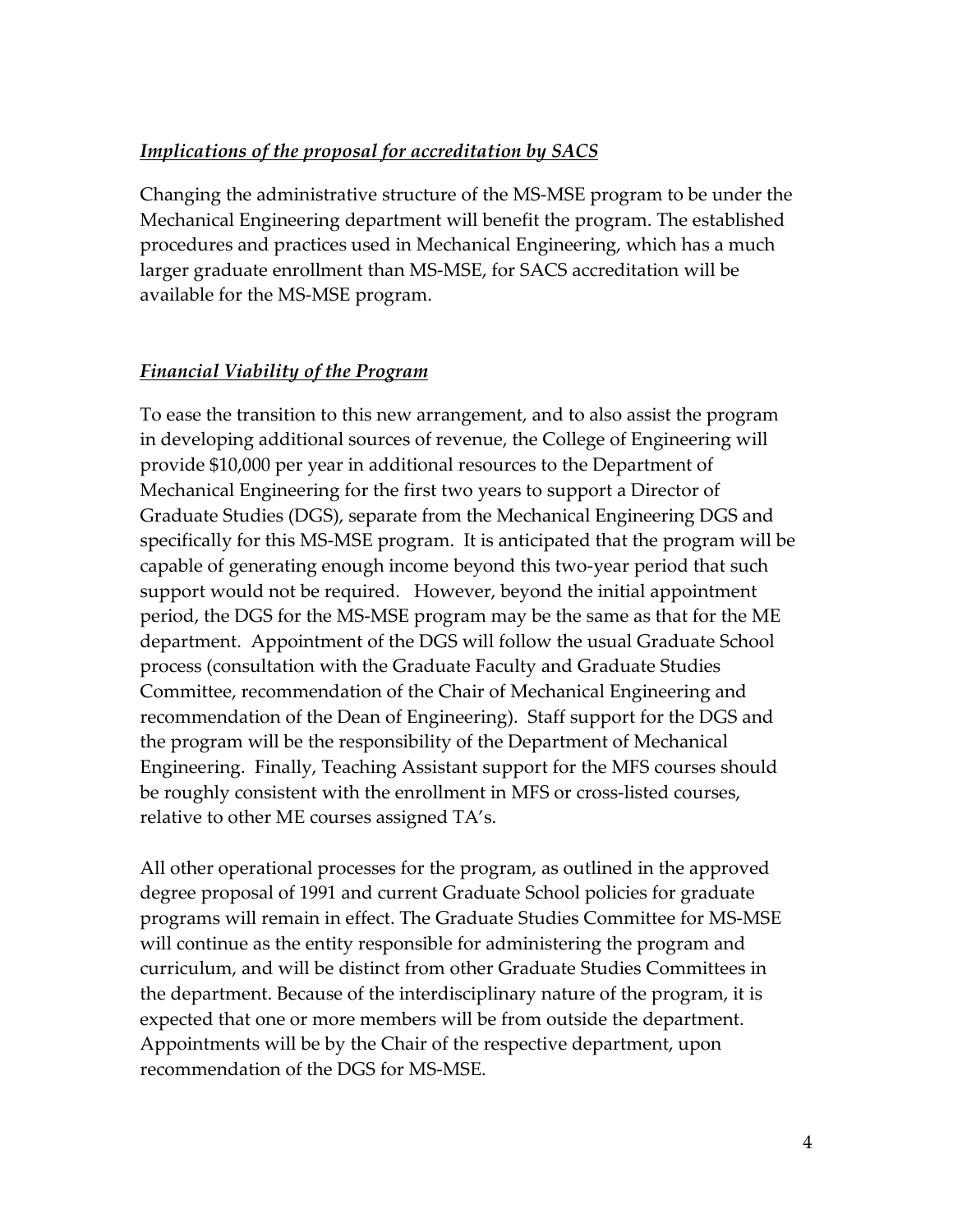***<u>Implications of the proposal for accreditation by SACS</u>***

Changing the administrative structure of the MS-MSE program to be under the Mechanical Engineering department will benefit the program. The established procedures and practices used in Mechanical Engineering, which has a much larger graduate enrollment than MS-MSE, for SACS accreditation will be available for the MS-MSE program.

***<u>Financial Viability of the Program</u>***

To ease the transition to this new arrangement, and to also assist the program in developing additional sources of revenue, the College of Engineering will provide $10,000 per year in additional resources to the Department of Mechanical Engineering for the first two years to support a Director of Graduate Studies (DGS), separate from the Mechanical Engineering DGS and specifically for this MS-MSE program. It is anticipated that the program will be capable of generating enough income beyond this two-year period that such support would not be required. However, beyond the initial appointment period, the DGS for the MS-MSE program may be the same as that for the ME department. Appointment of the DGS will follow the usual Graduate School process (consultation with the Graduate Faculty and Graduate Studies Committee, recommendation of the Chair of Mechanical Engineering and recommendation of the Dean of Engineering). Staff support for the DGS and the program will be the responsibility of the Department of Mechanical Engineering. Finally, Teaching Assistant support for the MFS courses should be roughly consistent with the enrollment in MFS or cross-listed courses, relative to other ME courses assigned TA's.

All other operational processes for the program, as outlined in the approved degree proposal of 1991 and current Graduate School policies for graduate programs will remain in effect. The Graduate Studies Committee for MS-MSE will continue as the entity responsible for administering the program and curriculum, and will be distinct from other Graduate Studies Committees in the department. Because of the interdisciplinary nature of the program, it is expected that one or more members will be from outside the department. Appointments will be by the Chair of the respective department, upon recommendation of the DGS for MS-MSE.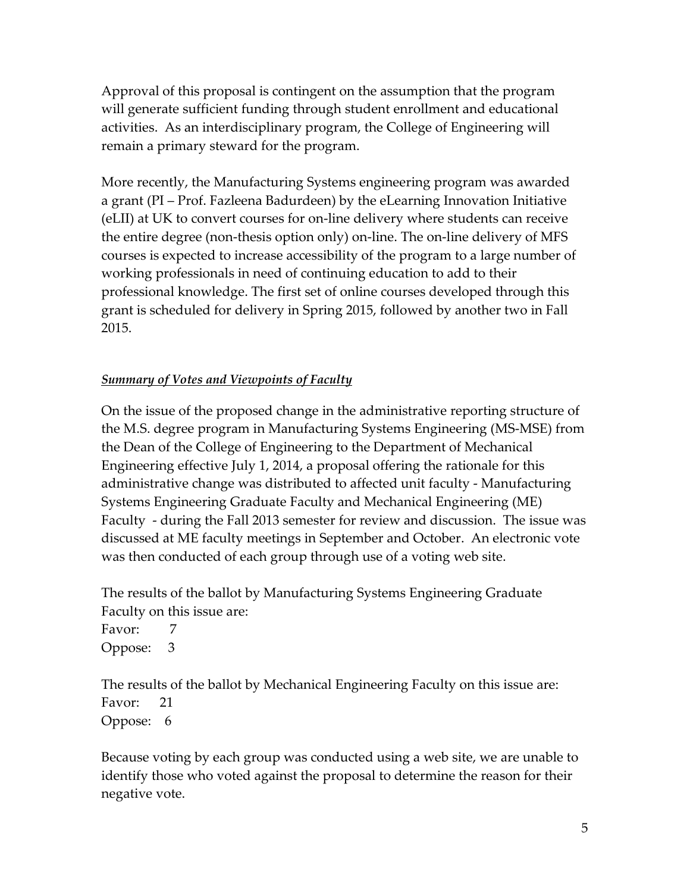Approval of this proposal is contingent on the assumption that the program will generate sufficient funding through student enrollment and educational activities. As an interdisciplinary program, the College of Engineering will remain a primary steward for the program.

More recently, the Manufacturing Systems engineering program was awarded a grant (PI – Prof. Fazleena Badurdeen) by the eLearning Innovation Initiative (eLII) at UK to convert courses for on-line delivery where students can receive the entire degree (non-thesis option only) on-line. The on-line delivery of MFS courses is expected to increase accessibility of the program to a large number of working professionals in need of continuing education to add to their professional knowledge. The first set of online courses developed through this grant is scheduled for delivery in Spring 2015, followed by another two in Fall 2015.

***Summary of Votes and Viewpoints of Faculty***

On the issue of the proposed change in the administrative reporting structure of the M.S. degree program in Manufacturing Systems Engineering (MS-MSE) from the Dean of the College of Engineering to the Department of Mechanical Engineering effective July 1, 2014, a proposal offering the rationale for this administrative change was distributed to affected unit faculty - Manufacturing Systems Engineering Graduate Faculty and Mechanical Engineering (ME) Faculty - during the Fall 2013 semester for review and discussion. The issue was discussed at ME faculty meetings in September and October. An electronic vote was then conducted of each group through use of a voting web site.

The results of the ballot by Manufacturing Systems Engineering Graduate Faculty on this issue are:
Favor: 7
Oppose: 3

The results of the ballot by Mechanical Engineering Faculty on this issue are:
Favor: 21
Oppose: 6

Because voting by each group was conducted using a web site, we are unable to identify those who voted against the proposal to determine the reason for their negative vote.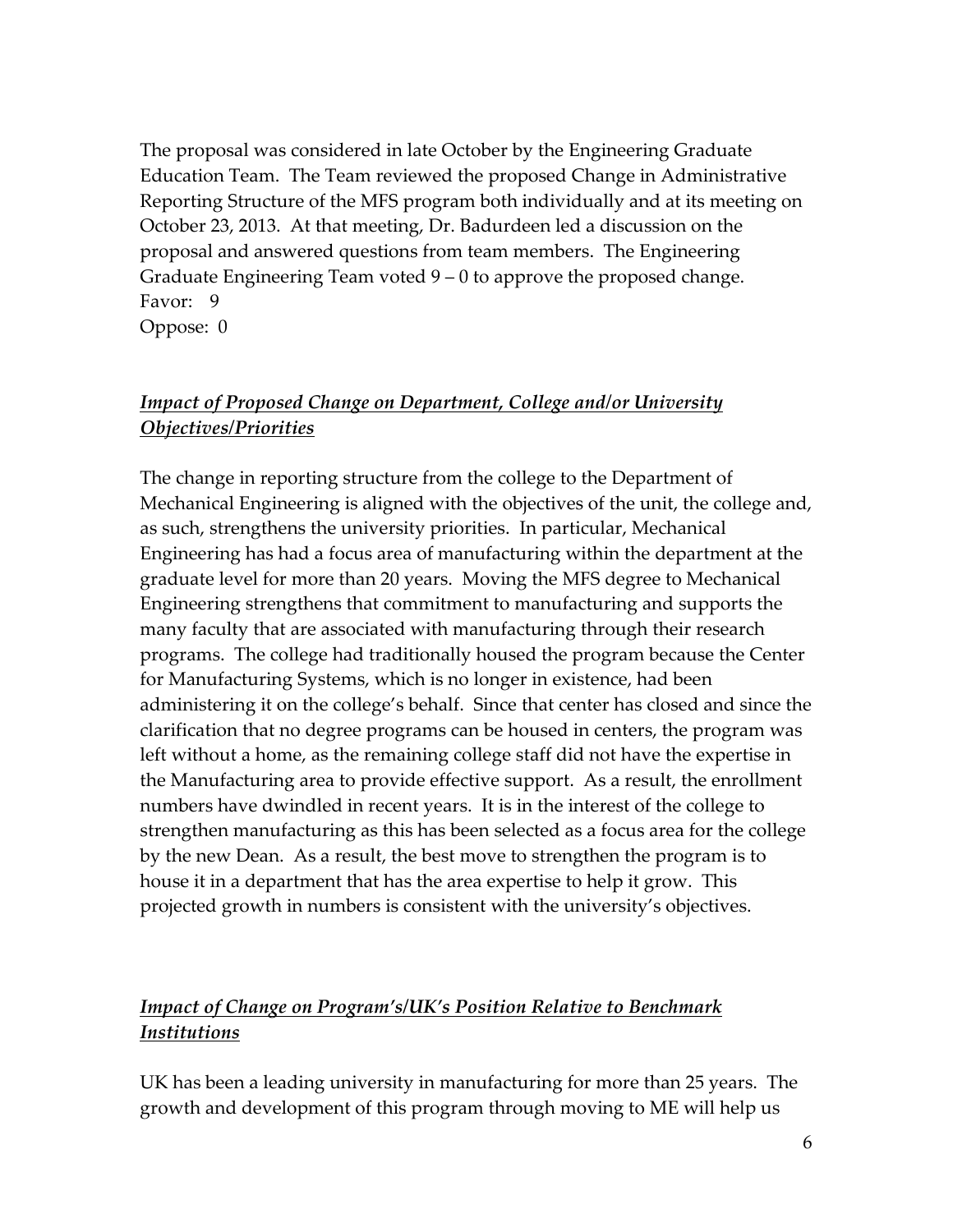The proposal was considered in late October by the Engineering Graduate Education Team. The Team reviewed the proposed Change in Administrative Reporting Structure of the MFS program both individually and at its meeting on October 23, 2013. At that meeting, Dr. Badurdeen led a discussion on the proposal and answered questions from team members. The Engineering Graduate Engineering Team voted 9 – 0 to approve the proposed change.
Favor: 9
Oppose: 0

## ***Impact of Proposed Change on Department, College and/or University Objectives/Priorities***

The change in reporting structure from the college to the Department of Mechanical Engineering is aligned with the objectives of the unit, the college and, as such, strengthens the university priorities. In particular, Mechanical Engineering has had a focus area of manufacturing within the department at the graduate level for more than 20 years. Moving the MFS degree to Mechanical Engineering strengthens that commitment to manufacturing and supports the many faculty that are associated with manufacturing through their research programs. The college had traditionally housed the program because the Center for Manufacturing Systems, which is no longer in existence, had been administering it on the college's behalf. Since that center has closed and since the clarification that no degree programs can be housed in centers, the program was left without a home, as the remaining college staff did not have the expertise in the Manufacturing area to provide effective support. As a result, the enrollment numbers have dwindled in recent years. It is in the interest of the college to strengthen manufacturing as this has been selected as a focus area for the college by the new Dean. As a result, the best move to strengthen the program is to house it in a department that has the area expertise to help it grow. This projected growth in numbers is consistent with the university's objectives.

## ***Impact of Change on Program's/UK's Position Relative to Benchmark Institutions***

UK has been a leading university in manufacturing for more than 25 years. The growth and development of this program through moving to ME will help us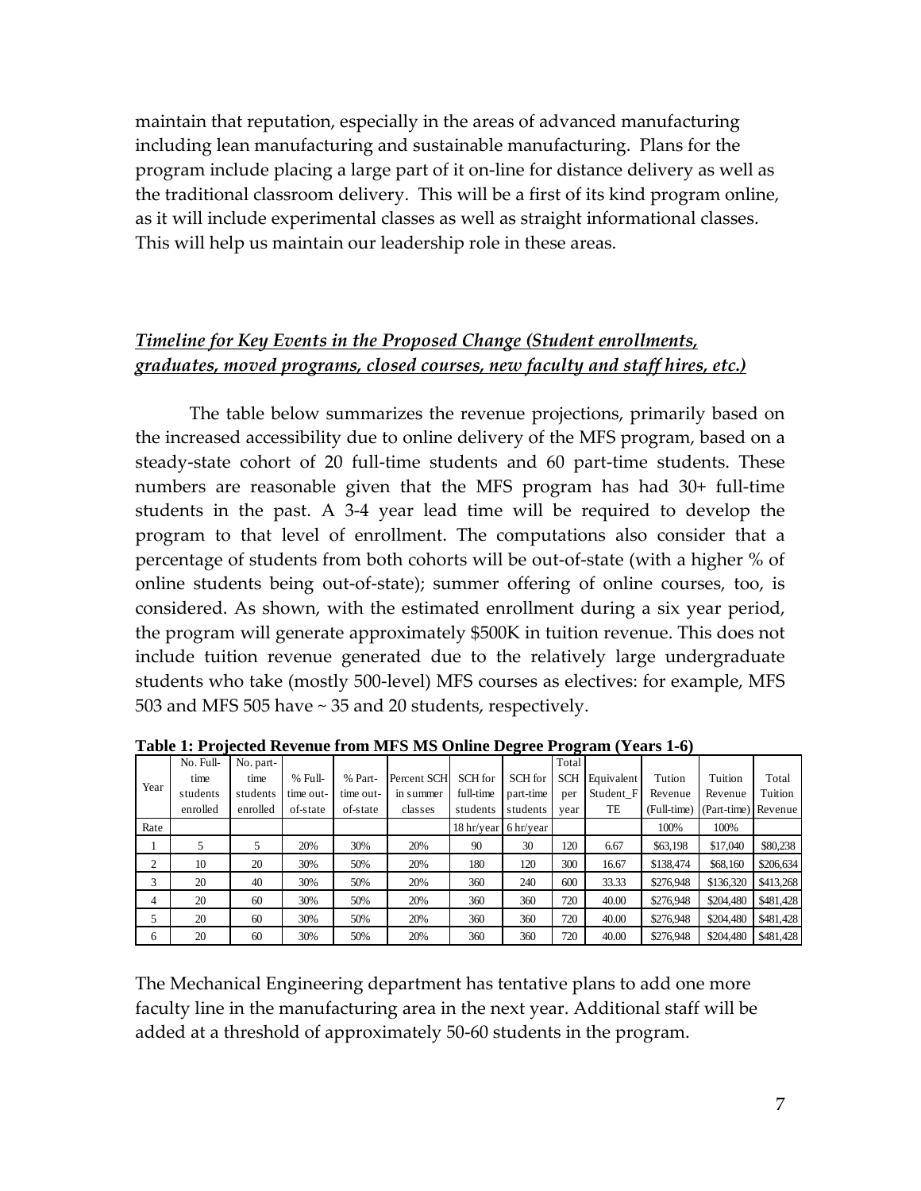maintain that reputation, especially in the areas of advanced manufacturing including lean manufacturing and sustainable manufacturing. Plans for the program include placing a large part of it on-line for distance delivery as well as the traditional classroom delivery. This will be a first of its kind program online, as it will include experimental classes as well as straight informational classes. This will help us maintain our leadership role in these areas.

### ***Timeline for Key Events in the Proposed Change (Student enrollments, graduates, moved programs, closed courses, new faculty and staff hires, etc.)***

The table below summarizes the revenue projections, primarily based on the increased accessibility due to online delivery of the MFS program, based on a steady-state cohort of 20 full-time students and 60 part-time students. These numbers are reasonable given that the MFS program has had 30+ full-time students in the past. A 3-4 year lead time will be required to develop the program to that level of enrollment. The computations also consider that a percentage of students from both cohorts will be out-of-state (with a higher % of online students being out-of-state); summer offering of online courses, too, is considered. As shown, with the estimated enrollment during a six year period, the program will generate approximately \$500K in tuition revenue. This does not include tuition revenue generated due to the relatively large undergraduate students who take (mostly 500-level) MFS courses as electives: for example, MFS 503 and MFS 505 have ~ 35 and 20 students, respectively.

**Table 1: Projected Revenue from MFS MS Online Degree Program (Years 1-6)**

| Year | No. Full-time students enrolled | No. part-time students enrolled | % Full-time out-of-state | % Part-time out-of-state | Percent SCH in summer classes | SCH for full-time students | SCH for part-time students | Total SCH per year | Equivalent Student_FTE | Tution Revenue (Full-time) | Tuition Revenue (Part-time) | Total Tuition Revenue |
|---|---|---|---|---|---|---|---|---|---|---|---|---|
| Rate | | | | | | 18 hr/year | 6 hr/year | | | 100% | 100% | |
| 1 | 5 | 5 | 20% | 30% | 20% | 90 | 30 | 120 | 6.67 | \$63,198 | \$17,040 | \$80,238 |
| 2 | 10 | 20 | 30% | 50% | 20% | 180 | 120 | 300 | 16.67 | \$138,474 | \$68,160 | \$206,634 |
| 3 | 20 | 40 | 30% | 50% | 20% | 360 | 240 | 600 | 33.33 | \$276,948 | \$136,320 | \$413,268 |
| 4 | 20 | 60 | 30% | 50% | 20% | 360 | 360 | 720 | 40.00 | \$276,948 | \$204,480 | \$481,428 |
| 5 | 20 | 60 | 30% | 50% | 20% | 360 | 360 | 720 | 40.00 | \$276,948 | \$204,480 | \$481,428 |
| 6 | 20 | 60 | 30% | 50% | 20% | 360 | 360 | 720 | 40.00 | \$276,948 | \$204,480 | \$481,428 |

The Mechanical Engineering department has tentative plans to add one more faculty line in the manufacturing area in the next year. Additional staff will be added at a threshold of approximately 50-60 students in the program.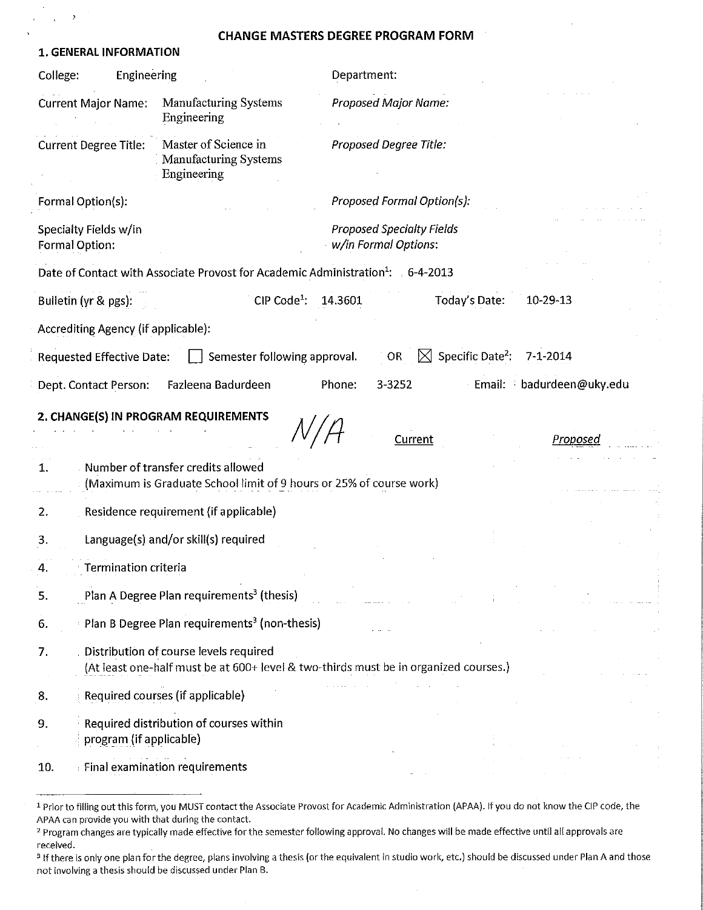# CHANGE MASTERS DEGREE PROGRAM FORM

## 1. GENERAL INFORMATION

| | | | |
|---|---|---|---|
| College: | Engineering | Department: | |
| Current Major Name: | Manufacturing Systems Engineering | *Proposed Major Name:* | |
| Current Degree Title: | Master of Science in Manufacturing Systems Engineering | *Proposed Degree Title:* | |
| Formal Option(s): | | *Proposed Formal Option(s):* | |
| Specialty Fields w/in Formal Option: | | *Proposed Specialty Fields w/in Formal Options:* | |

Date of Contact with Associate Provost for Academic Administration[1]: 6-4-2013

Bulletin (yr & pgs): CIP Code[1]: 14.3601 Today's Date: 10-29-13

Accrediting Agency (if applicable):

Requested Effective Date: ☐ Semester following approval. OR ☒ Specific Date[2]: 7-1-2014

Dept. Contact Person: Fazleena Badurdeen Phone: 3-3252 Email: badurdeen@uky.edu

## 2. CHANGE(S) IN PROGRAM REQUIREMENTS

N/A

| | | Current | *Proposed* |
|---|---|---|---|
| 1. | Number of transfer credits allowed (Maximum is Graduate School limit of 9 hours or 25% of course work) | | |
| 2. | Residence requirement (if applicable) | | |
| 3. | Language(s) and/or skill(s) required | | |
| 4. | Termination criteria | | |
| 5. | Plan A Degree Plan requirements[3] (thesis) | | |
| 6. | Plan B Degree Plan requirements[3] (non-thesis) | | |
| 7. | Distribution of course levels required (At least one-half must be at 600+ level & two-thirds must be in organized courses.) | | |
| 8. | Required courses (if applicable) | | |
| 9. | Required distribution of courses within program (if applicable) | | |
| 10. | Final examination requirements | | |

[1] Prior to filling out this form, you MUST contact the Associate Provost for Academic Administration (APAA). If you do not know the CIP code, the APAA can provide you with that during the contact.

[2] Program changes are typically made effective for the semester following approval. No changes will be made effective until all approvals are received.

[3] If there is only one plan for the degree, plans involving a thesis (or the equivalent in studio work, etc.) should be discussed under Plan A and those not involving a thesis should be discussed under Plan B.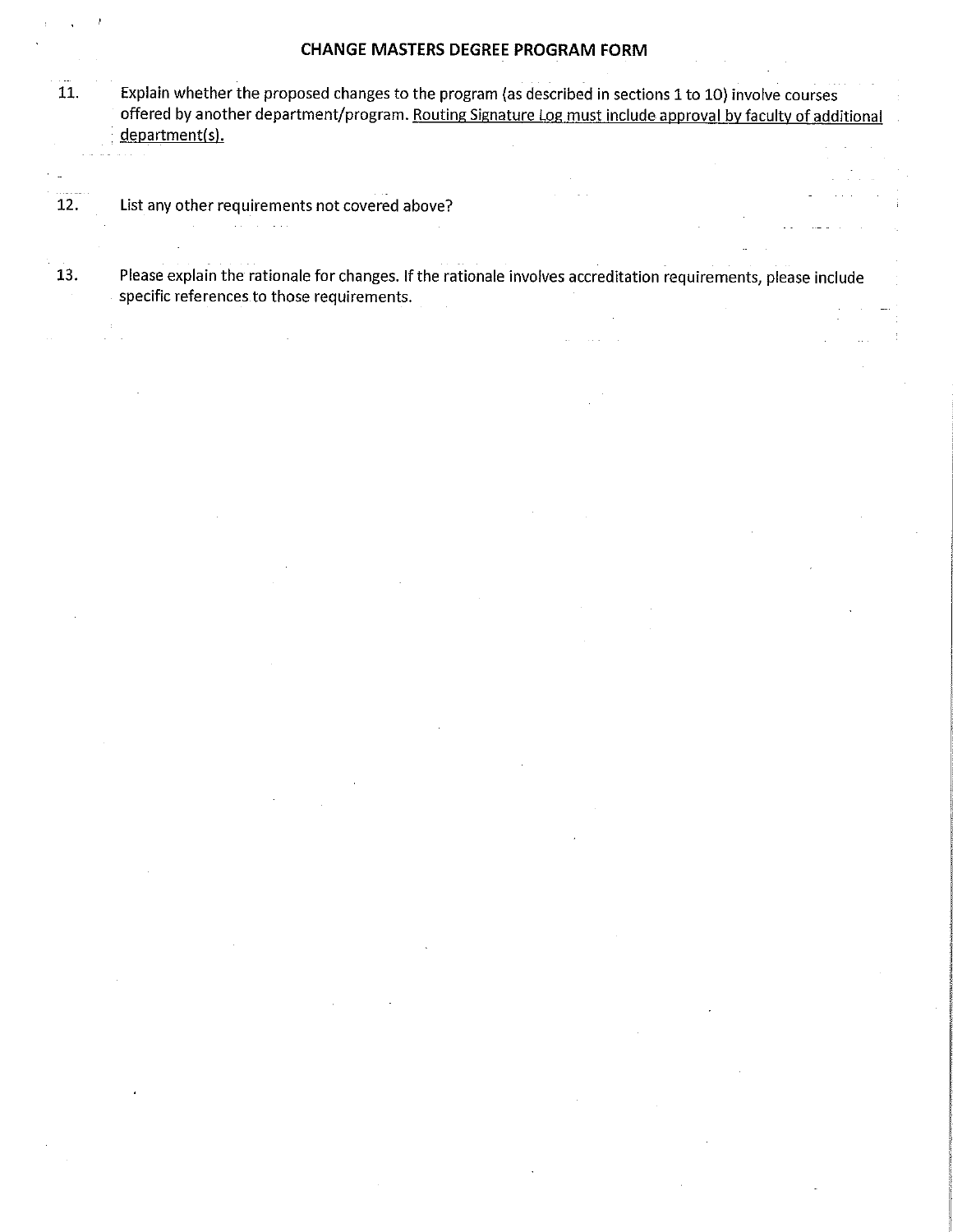# CHANGE MASTERS DEGREE PROGRAM FORM

11. Explain whether the proposed changes to the program (as described in sections 1 to 10) involve courses offered by another department/program. <u>Routing Signature Log must include approval by faculty of additional department(s).</u>

12. List any other requirements not covered above?

13. Please explain the rationale for changes. If the rationale involves accreditation requirements, please include specific references to those requirements.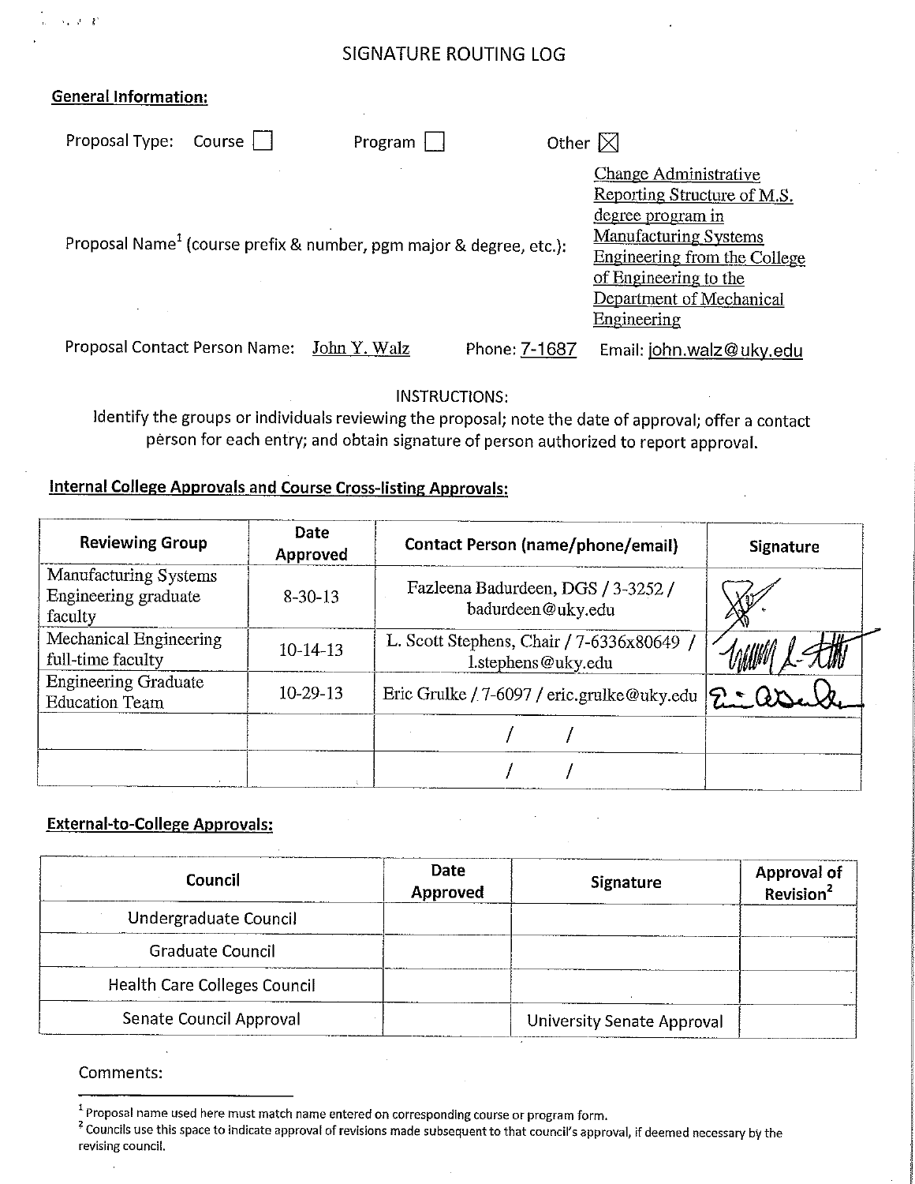# SIGNATURE ROUTING LOG

**General Information:**

Proposal Type: Course ☐ Program ☐ Other ☒

Proposal Name[1] (course prefix & number, pgm major & degree, etc.): Change Administrative Reporting Structure of M.S. degree program in Manufacturing Systems Engineering from the College of Engineering to the Department of Mechanical Engineering

Proposal Contact Person Name: John Y. Walz Phone: 7-1687 Email: john.walz@uky.edu

INSTRUCTIONS:
Identify the groups or individuals reviewing the proposal; note the date of approval; offer a contact person for each entry; and obtain signature of person authorized to report approval.

**Internal College Approvals and Course Cross-listing Approvals:**

| Reviewing Group | Date Approved | Contact Person (name/phone/email) | Signature |
|---|---|---|---|
| Manufacturing Systems Engineering graduate faculty | 8-30-13 | Fazleena Badurdeen, DGS / 3-3252 / badurdeen@uky.edu | [signature] |
| Mechanical Engineering full-time faculty | 10-14-13 | L. Scott Stephens, Chair / 7-6336x80649 / l.stephens@uky.edu | [signature] |
| Engineering Graduate Education Team | 10-29-13 | Eric Grulke / 7-6097 / eric.grulke@uky.edu | [signature] |
| | | / / | |
| | | / / | |

**External-to-College Approvals:**

| Council | Date Approved | Signature | Approval of Revision[2] |
|---|---|---|---|
| Undergraduate Council | | | |
| Graduate Council | | | |
| Health Care Colleges Council | | | |
| Senate Council Approval | | University Senate Approval | |

Comments:

[1] Proposal name used here must match name entered on corresponding course or program form.

[2] Councils use this space to indicate approval of revisions made subsequent to that council's approval, if deemed necessary by the revising council.